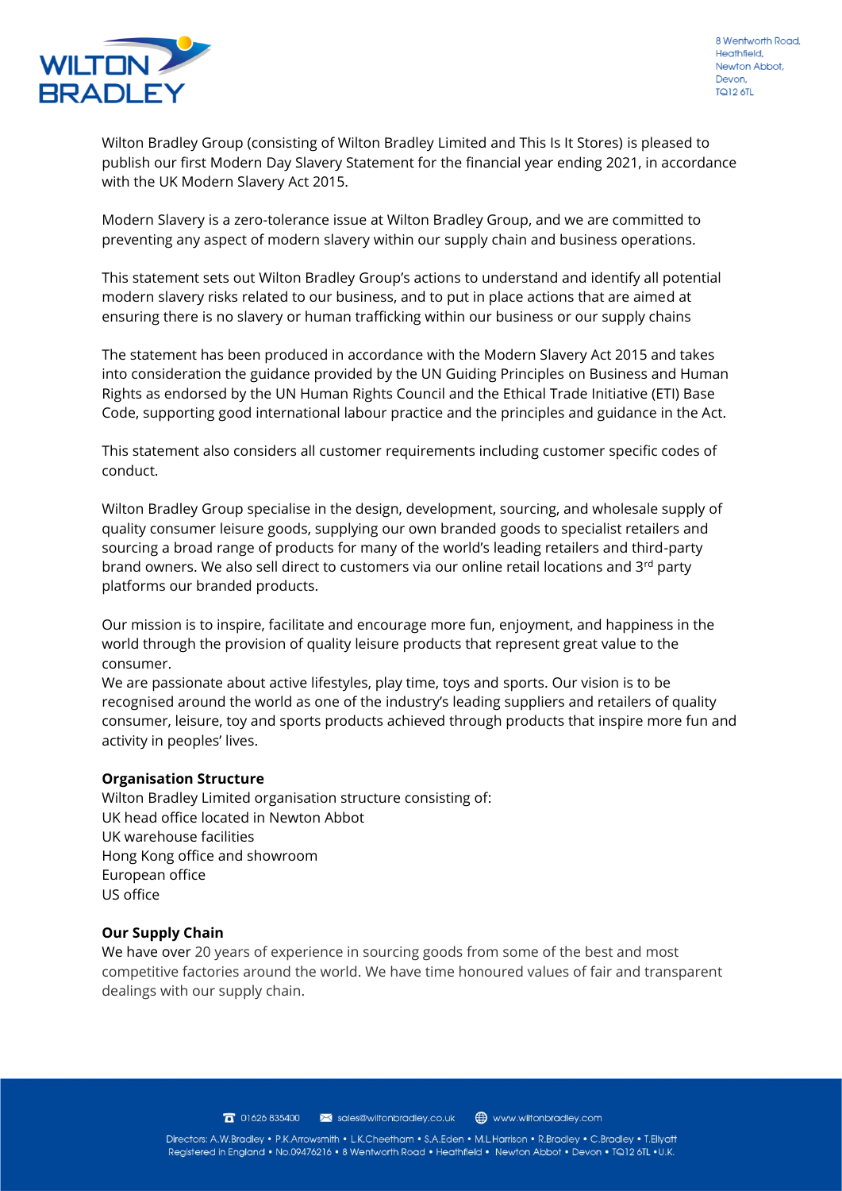Wilton Bradley Group (consisting of Wilton Bradley Limited and This Is It Stores) is pleased to publish our first Modern Day Slavery Statement for the financial year ending 2021, in accordance with the UK Modern Slavery Act 2015.

Modern Slavery is a zero-tolerance issue at Wilton Bradley Group, and we are committed to preventing any aspect of modern slavery within our supply chain and business operations.

This statement sets out Wilton Bradley Group's actions to understand and identify all potential modern slavery risks related to our business, and to put in place actions that are aimed at ensuring there is no slavery or human trafficking within our business or our supply chains

The statement has been produced in accordance with the Modern Slavery Act 2015 and takes into consideration the guidance provided by the UN Guiding Principles on Business and Human Rights as endorsed by the UN Human Rights Council and the Ethical Trade Initiative (ETI) Base Code, supporting good international labour practice and the principles and guidance in the Act.

This statement also considers all customer requirements including customer specific codes of conduct.

Wilton Bradley Group specialise in the design, development, sourcing, and wholesale supply of quality consumer leisure goods, supplying our own branded goods to specialist retailers and sourcing a broad range of products for many of the world's leading retailers and third-party brand owners. We also sell direct to customers via our online retail locations and 3rd party platforms our branded products.

Our mission is to inspire, facilitate and encourage more fun, enjoyment, and happiness in the world through the provision of quality leisure products that represent great value to the consumer.
We are passionate about active lifestyles, play time, toys and sports. Our vision is to be recognised around the world as one of the industry's leading suppliers and retailers of quality consumer, leisure, toy and sports products achieved through products that inspire more fun and activity in peoples' lives.

**Organisation Structure**
Wilton Bradley Limited organisation structure consisting of:
UK head office located in Newton Abbot
UK warehouse facilities
Hong Kong office and showroom
European office
US office

**Our Supply Chain**
We have over 20 years of experience in sourcing goods from some of the best and most competitive factories around the world. We have time honoured values of fair and transparent dealings with our supply chain.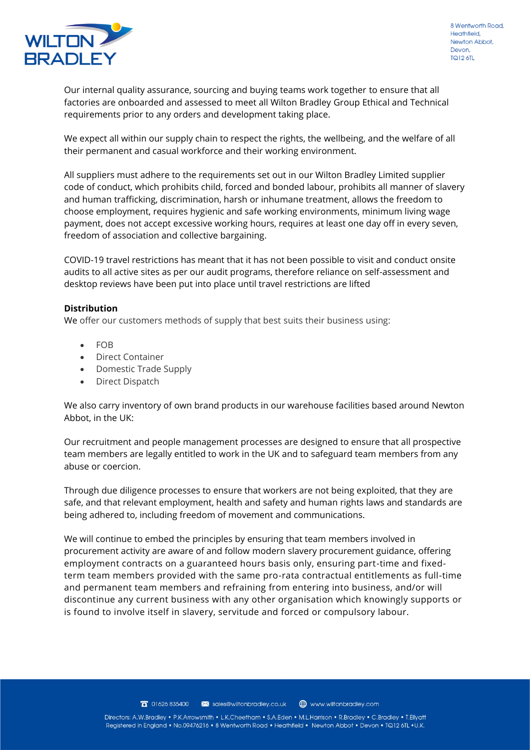Our internal quality assurance, sourcing and buying teams work together to ensure that all factories are onboarded and assessed to meet all Wilton Bradley Group Ethical and Technical requirements prior to any orders and development taking place.

We expect all within our supply chain to respect the rights, the wellbeing, and the welfare of all their permanent and casual workforce and their working environment.

All suppliers must adhere to the requirements set out in our Wilton Bradley Limited supplier code of conduct, which prohibits child, forced and bonded labour, prohibits all manner of slavery and human trafficking, discrimination, harsh or inhumane treatment, allows the freedom to choose employment, requires hygienic and safe working environments, minimum living wage payment, does not accept excessive working hours, requires at least one day off in every seven, freedom of association and collective bargaining.

COVID-19 travel restrictions has meant that it has not been possible to visit and conduct onsite audits to all active sites as per our audit programs, therefore reliance on self-assessment and desktop reviews have been put into place until travel restrictions are lifted

**Distribution**

We offer our customers methods of supply that best suits their business using:

- FOB
- Direct Container
- Domestic Trade Supply
- Direct Dispatch

We also carry inventory of own brand products in our warehouse facilities based around Newton Abbot, in the UK:

Our recruitment and people management processes are designed to ensure that all prospective team members are legally entitled to work in the UK and to safeguard team members from any abuse or coercion.

Through due diligence processes to ensure that workers are not being exploited, that they are safe, and that relevant employment, health and safety and human rights laws and standards are being adhered to, including freedom of movement and communications.

We will continue to embed the principles by ensuring that team members involved in procurement activity are aware of and follow modern slavery procurement guidance, offering employment contracts on a guaranteed hours basis only, ensuring part-time and fixed-term team members provided with the same pro-rata contractual entitlements as full-time and permanent team members and refraining from entering into business, and/or will discontinue any current business with any other organisation which knowingly supports or is found to involve itself in slavery, servitude and forced or compulsory labour.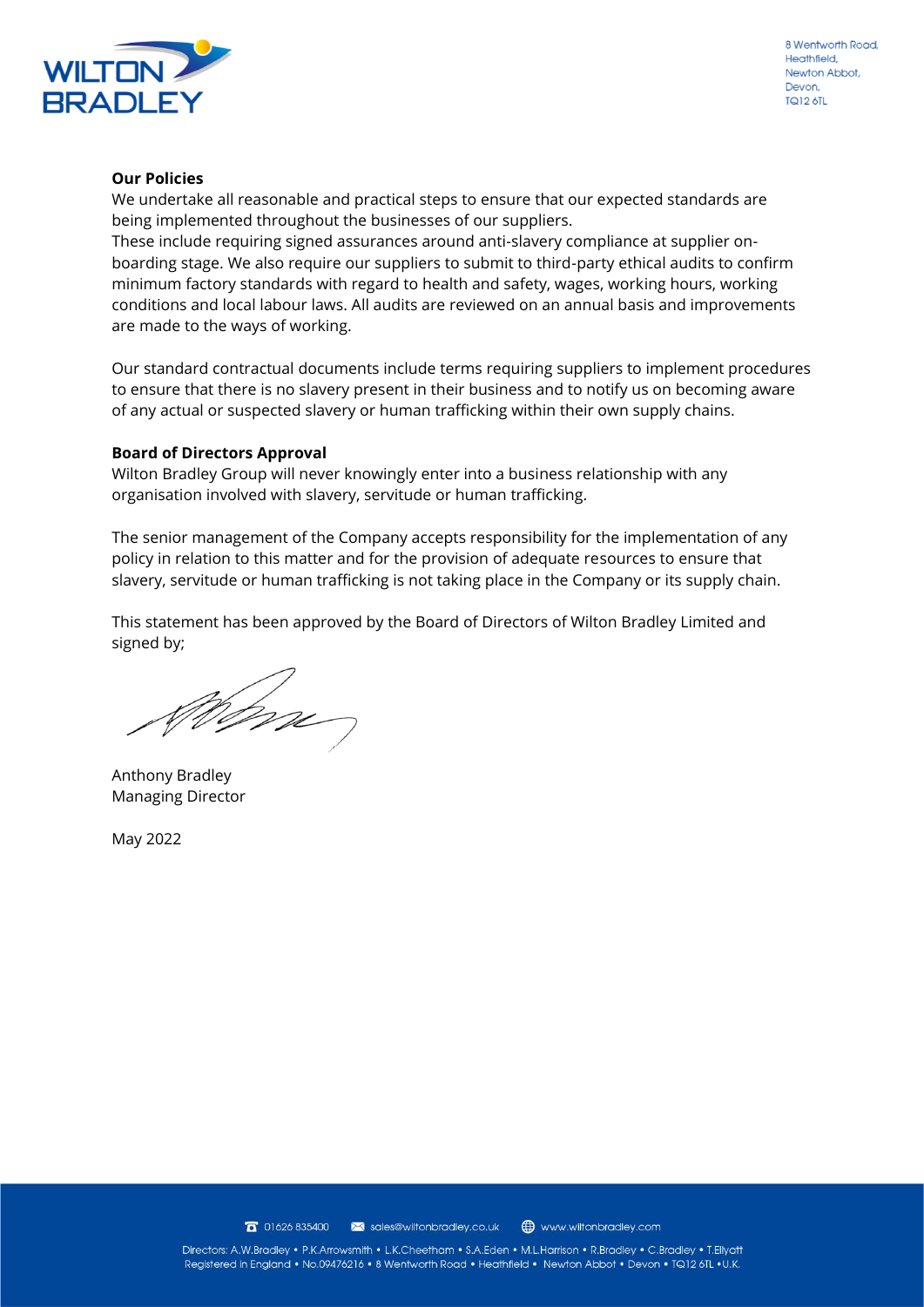**Our Policies**

We undertake all reasonable and practical steps to ensure that our expected standards are being implemented throughout the businesses of our suppliers.

These include requiring signed assurances around anti-slavery compliance at supplier on-boarding stage. We also require our suppliers to submit to third-party ethical audits to confirm minimum factory standards with regard to health and safety, wages, working hours, working conditions and local labour laws. All audits are reviewed on an annual basis and improvements are made to the ways of working.

Our standard contractual documents include terms requiring suppliers to implement procedures to ensure that there is no slavery present in their business and to notify us on becoming aware of any actual or suspected slavery or human trafficking within their own supply chains.

**Board of Directors Approval**

Wilton Bradley Group will never knowingly enter into a business relationship with any organisation involved with slavery, servitude or human trafficking.

The senior management of the Company accepts responsibility for the implementation of any policy in relation to this matter and for the provision of adequate resources to ensure that slavery, servitude or human trafficking is not taking place in the Company or its supply chain.

This statement has been approved by the Board of Directors of Wilton Bradley Limited and signed by;

Anthony Bradley
Managing Director

May 2022